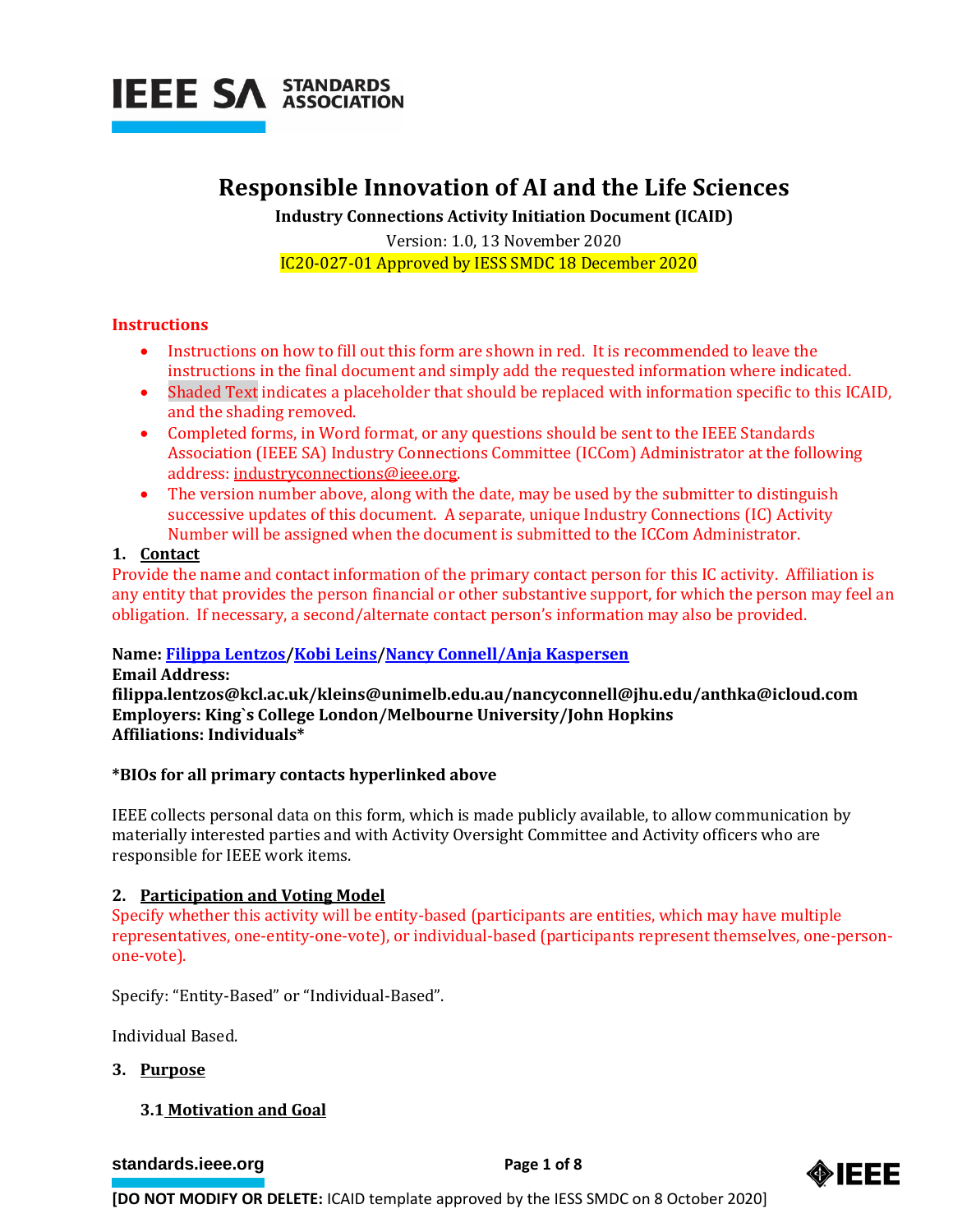# Responsible Innovation of AI and the Life Sciences

**Industry Connections Activity Initiation Document (ICAID)**

Version: 1.0, 13 November 2020

IC20-027-01 Approved by IESS SMDC 18 December 2020

## Instructions

- Instructions on how to fill out this form are shown in red. It is recommended to leave the instructions in the final document and simply add the requested information where indicated.
- Shaded Text indicates a placeholder that should be replaced with information specific to this ICAID, and the shading removed.
- Completed forms, in Word format, or any questions should be sent to the IEEE Standards Association (IEEE SA) Industry Connections Committee (ICCom) Administrator at the following address: industryconnections@ieee.org.
- The version number above, along with the date, may be used by the submitter to distinguish successive updates of this document. A separate, unique Industry Connections (IC) Activity Number will be assigned when the document is submitted to the ICCom Administrator.

## 1. Contact

Provide the name and contact information of the primary contact person for this IC activity. Affiliation is any entity that provides the person financial or other substantive support, for which the person may feel an obligation. If necessary, a second/alternate contact person's information may also be provided.

**Name: Filippa Lentzos/Kobi Leins/Nancy Connell/Anja Kaspersen**
**Email Address:**
**filippa.lentzos@kcl.ac.uk/kleins@unimelb.edu.au/nancyconnell@jhu.edu/anthka@icloud.com**
**Employers: King`s College London/Melbourne University/John Hopkins**
**Affiliations: Individuals***

***BIOs for all primary contacts hyperlinked above**

IEEE collects personal data on this form, which is made publicly available, to allow communication by materially interested parties and with Activity Oversight Committee and Activity officers who are responsible for IEEE work items.

## 2. Participation and Voting Model

Specify whether this activity will be entity-based (participants are entities, which may have multiple representatives, one-entity-one-vote), or individual-based (participants represent themselves, one-person-one-vote).

Specify: "Entity-Based" or "Individual-Based".

Individual Based.

## 3. Purpose

### 3.1 Motivation and Goal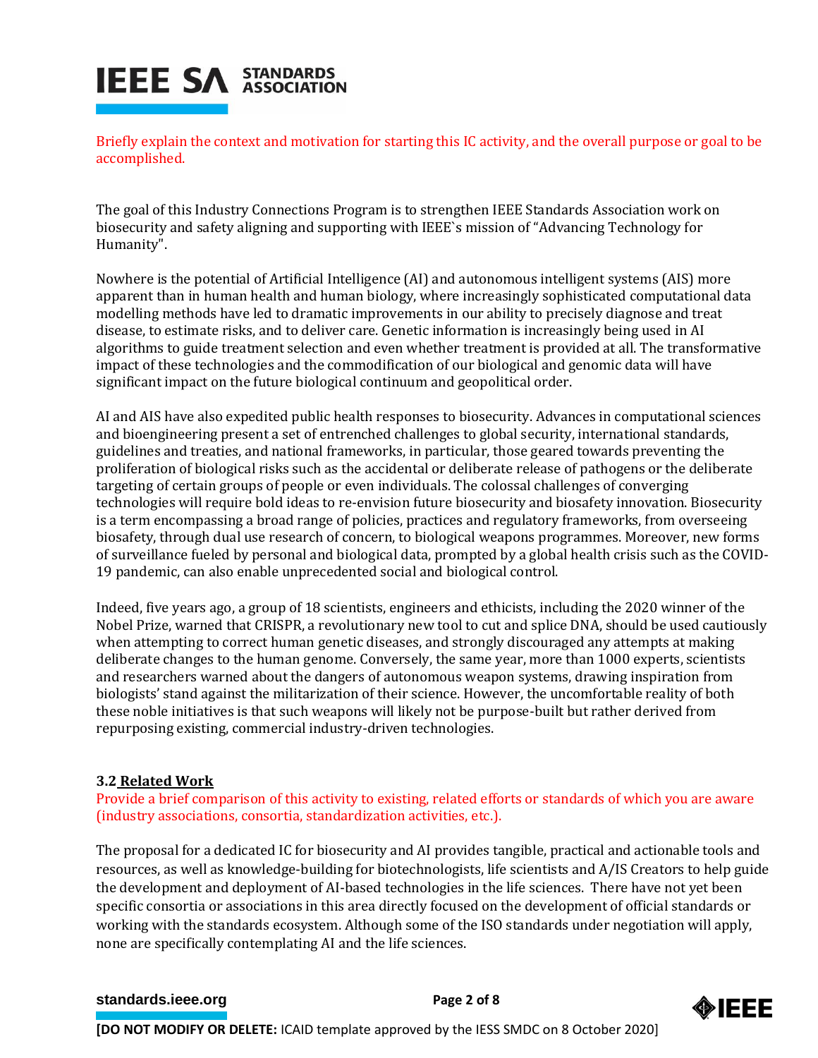Briefly explain the context and motivation for starting this IC activity, and the overall purpose or goal to be accomplished.

The goal of this Industry Connections Program is to strengthen IEEE Standards Association work on biosecurity and safety aligning and supporting with IEEE`s mission of "Advancing Technology for Humanity".

Nowhere is the potential of Artificial Intelligence (AI) and autonomous intelligent systems (AIS) more apparent than in human health and human biology, where increasingly sophisticated computational data modelling methods have led to dramatic improvements in our ability to precisely diagnose and treat disease, to estimate risks, and to deliver care. Genetic information is increasingly being used in AI algorithms to guide treatment selection and even whether treatment is provided at all. The transformative impact of these technologies and the commodification of our biological and genomic data will have significant impact on the future biological continuum and geopolitical order.

AI and AIS have also expedited public health responses to biosecurity. Advances in computational sciences and bioengineering present a set of entrenched challenges to global security, international standards, guidelines and treaties, and national frameworks, in particular, those geared towards preventing the proliferation of biological risks such as the accidental or deliberate release of pathogens or the deliberate targeting of certain groups of people or even individuals. The colossal challenges of converging technologies will require bold ideas to re-envision future biosecurity and biosafety innovation. Biosecurity is a term encompassing a broad range of policies, practices and regulatory frameworks, from overseeing biosafety, through dual use research of concern, to biological weapons programmes. Moreover, new forms of surveillance fueled by personal and biological data, prompted by a global health crisis such as the COVID-19 pandemic, can also enable unprecedented social and biological control.

Indeed, five years ago, a group of 18 scientists, engineers and ethicists, including the 2020 winner of the Nobel Prize, warned that CRISPR, a revolutionary new tool to cut and splice DNA, should be used cautiously when attempting to correct human genetic diseases, and strongly discouraged any attempts at making deliberate changes to the human genome. Conversely, the same year, more than 1000 experts, scientists and researchers warned about the dangers of autonomous weapon systems, drawing inspiration from biologists' stand against the militarization of their science. However, the uncomfortable reality of both these noble initiatives is that such weapons will likely not be purpose-built but rather derived from repurposing existing, commercial industry-driven technologies.

### 3.2 Related Work

Provide a brief comparison of this activity to existing, related efforts or standards of which you are aware (industry associations, consortia, standardization activities, etc.).

The proposal for a dedicated IC for biosecurity and AI provides tangible, practical and actionable tools and resources, as well as knowledge-building for biotechnologists, life scientists and A/IS Creators to help guide the development and deployment of AI-based technologies in the life sciences. There have not yet been specific consortia or associations in this area directly focused on the development of official standards or working with the standards ecosystem. Although some of the ISO standards under negotiation will apply, none are specifically contemplating AI and the life sciences.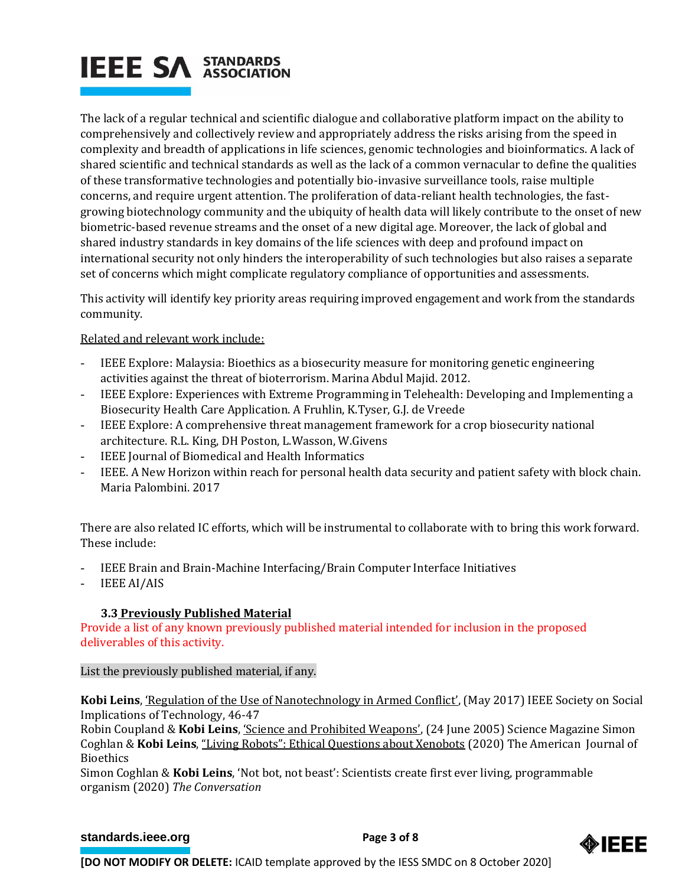The lack of a regular technical and scientific dialogue and collaborative platform impact on the ability to comprehensively and collectively review and appropriately address the risks arising from the speed in complexity and breadth of applications in life sciences, genomic technologies and bioinformatics. A lack of shared scientific and technical standards as well as the lack of a common vernacular to define the qualities of these transformative technologies and potentially bio-invasive surveillance tools, raise multiple concerns, and require urgent attention. The proliferation of data-reliant health technologies, the fast-growing biotechnology community and the ubiquity of health data will likely contribute to the onset of new biometric-based revenue streams and the onset of a new digital age. Moreover, the lack of global and shared industry standards in key domains of the life sciences with deep and profound impact on international security not only hinders the interoperability of such technologies but also raises a separate set of concerns which might complicate regulatory compliance of opportunities and assessments.

This activity will identify key priority areas requiring improved engagement and work from the standards community.

Related and relevant work include:

- IEEE Explore: Malaysia: Bioethics as a biosecurity measure for monitoring genetic engineering activities against the threat of bioterrorism. Marina Abdul Majid. 2012.
- IEEE Explore: Experiences with Extreme Programming in Telehealth: Developing and Implementing a Biosecurity Health Care Application. A Fruhlin, K.Tyser, G.J. de Vreede
- IEEE Explore: A comprehensive threat management framework for a crop biosecurity national architecture. R.L. King, DH Poston, L.Wasson, W.Givens
- IEEE Journal of Biomedical and Health Informatics
- IEEE. A New Horizon within reach for personal health data security and patient safety with block chain. Maria Palombini. 2017

There are also related IC efforts, which will be instrumental to collaborate with to bring this work forward. These include:

- IEEE Brain and Brain-Machine Interfacing/Brain Computer Interface Initiatives
- IEEE AI/AIS

### 3.3 Previously Published Material

Provide a list of any known previously published material intended for inclusion in the proposed deliverables of this activity.

List the previously published material, if any.

**Kobi Leins**, 'Regulation of the Use of Nanotechnology in Armed Conflict', (May 2017) IEEE Society on Social Implications of Technology, 46-47
Robin Coupland & **Kobi Leins**, 'Science and Prohibited Weapons', (24 June 2005) Science Magazine Simon Coghlan & **Kobi Leins**, "Living Robots": Ethical Questions about Xenobots (2020) The American Journal of Bioethics
Simon Coghlan & **Kobi Leins**, 'Not bot, not beast': Scientists create first ever living, programmable organism (2020) *The Conversation*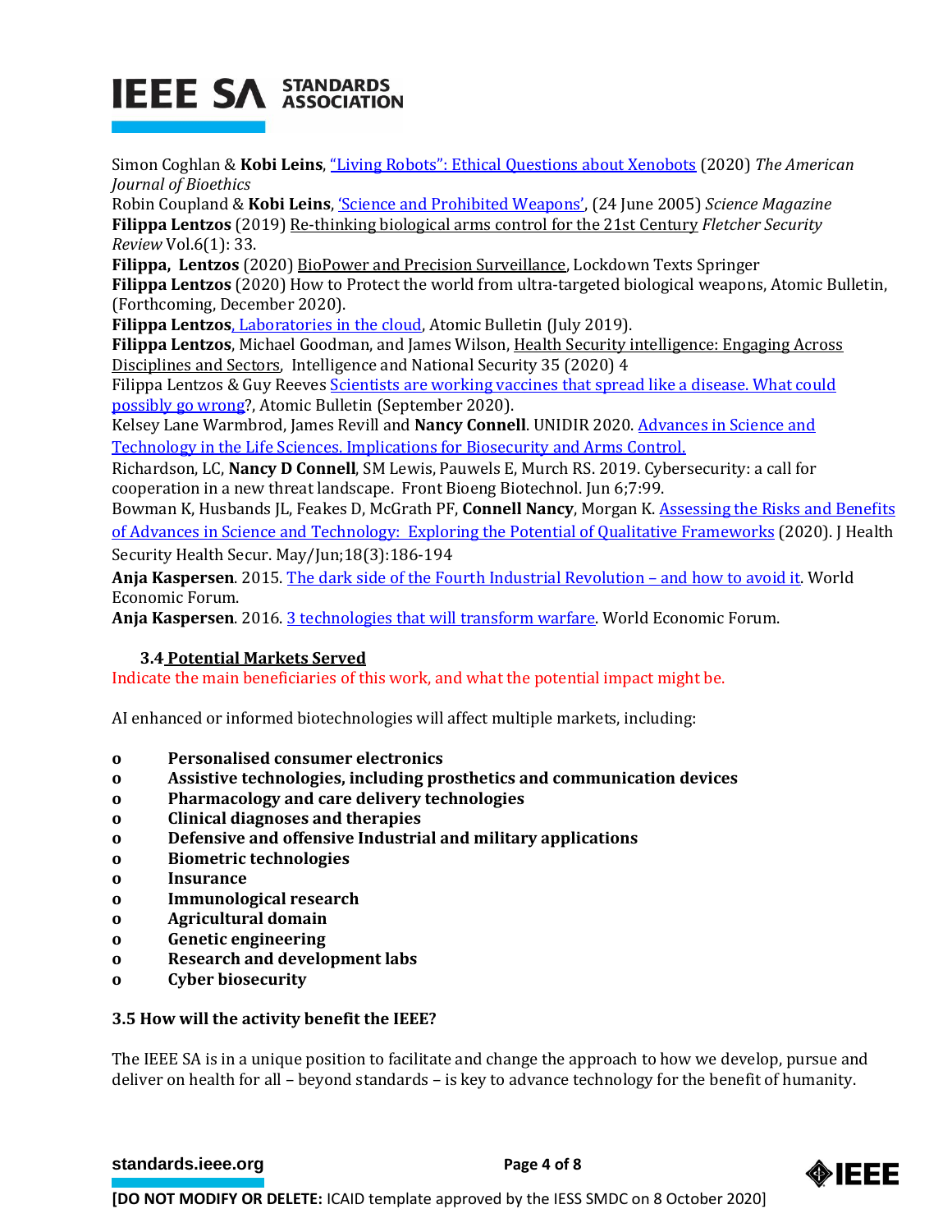Simon Coghlan & **Kobi Leins**, "Living Robots": Ethical Questions about Xenobots (2020) *The American Journal of Bioethics*
Robin Coupland & **Kobi Leins**, 'Science and Prohibited Weapons', (24 June 2005) *Science Magazine*
**Filippa Lentzos** (2019) Re-thinking biological arms control for the 21st Century *Fletcher Security Review* Vol.6(1): 33.
**Filippa, Lentzos** (2020) BioPower and Precision Surveillance, Lockdown Texts Springer
**Filippa Lentzos** (2020) How to Protect the world from ultra-targeted biological weapons, Atomic Bulletin, (Forthcoming, December 2020).
**Filippa Lentzos**, Laboratories in the cloud, Atomic Bulletin (July 2019).
**Filippa Lentzos**, Michael Goodman, and James Wilson, Health Security intelligence: Engaging Across Disciplines and Sectors, Intelligence and National Security 35 (2020) 4
Filippa Lentzos & Guy Reeves Scientists are working vaccines that spread like a disease. What could possibly go wrong?, Atomic Bulletin (September 2020).
Kelsey Lane Warmbrod, James Revill and **Nancy Connell**. UNIDIR 2020. Advances in Science and Technology in the Life Sciences. Implications for Biosecurity and Arms Control.
Richardson, LC, **Nancy D Connell**, SM Lewis, Pauwels E, Murch RS. 2019. Cybersecurity: a call for cooperation in a new threat landscape. Front Bioeng Biotechnol. Jun 6;7:99.
Bowman K, Husbands JL, Feakes D, McGrath PF, **Connell Nancy**, Morgan K. Assessing the Risks and Benefits of Advances in Science and Technology: Exploring the Potential of Qualitative Frameworks (2020). J Health Security Health Secur. May/Jun;18(3):186-194
**Anja Kaspersen**. 2015. The dark side of the Fourth Industrial Revolution – and how to avoid it. World Economic Forum.
**Anja Kaspersen**. 2016. 3 technologies that will transform warfare. World Economic Forum.

### 3.4 Potential Markets Served

Indicate the main beneficiaries of this work, and what the potential impact might be.

AI enhanced or informed biotechnologies will affect multiple markets, including:

- **Personalised consumer electronics**
- **Assistive technologies, including prosthetics and communication devices**
- **Pharmacology and care delivery technologies**
- **Clinical diagnoses and therapies**
- **Defensive and offensive Industrial and military applications**
- **Biometric technologies**
- **Insurance**
- **Immunological research**
- **Agricultural domain**
- **Genetic engineering**
- **Research and development labs**
- **Cyber biosecurity**

### 3.5 How will the activity benefit the IEEE?

The IEEE SA is in a unique position to facilitate and change the approach to how we develop, pursue and deliver on health for all – beyond standards – is key to advance technology for the benefit of humanity.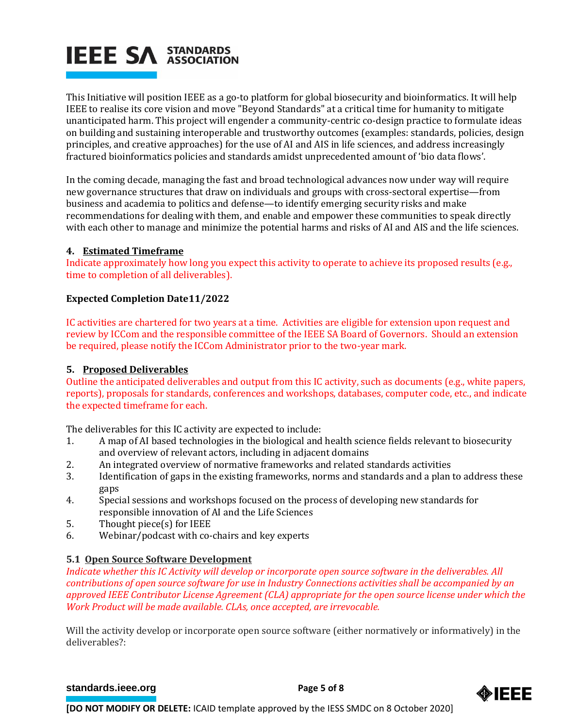This Initiative will position IEEE as a go-to platform for global biosecurity and bioinformatics. It will help IEEE to realise its core vision and move "Beyond Standards" at a critical time for humanity to mitigate unanticipated harm. This project will engender a community-centric co-design practice to formulate ideas on building and sustaining interoperable and trustworthy outcomes (examples: standards, policies, design principles, and creative approaches) for the use of AI and AIS in life sciences, and address increasingly fractured bioinformatics policies and standards amidst unprecedented amount of 'bio data flows'.

In the coming decade, managing the fast and broad technological advances now under way will require new governance structures that draw on individuals and groups with cross-sectoral expertise—from business and academia to politics and defense—to identify emerging security risks and make recommendations for dealing with them, and enable and empower these communities to speak directly with each other to manage and minimize the potential harms and risks of AI and AIS and the life sciences.

### 4. Estimated Timeframe

Indicate approximately how long you expect this activity to operate to achieve its proposed results (e.g., time to completion of all deliverables).

**Expected Completion Date11/2022**

IC activities are chartered for two years at a time. Activities are eligible for extension upon request and review by ICCom and the responsible committee of the IEEE SA Board of Governors. Should an extension be required, please notify the ICCom Administrator prior to the two-year mark.

### 5. Proposed Deliverables

Outline the anticipated deliverables and output from this IC activity, such as documents (e.g., white papers, reports), proposals for standards, conferences and workshops, databases, computer code, etc., and indicate the expected timeframe for each.

The deliverables for this IC activity are expected to include:

1. A map of AI based technologies in the biological and health science fields relevant to biosecurity and overview of relevant actors, including in adjacent domains
2. An integrated overview of normative frameworks and related standards activities
3. Identification of gaps in the existing frameworks, norms and standards and a plan to address these gaps
4. Special sessions and workshops focused on the process of developing new standards for responsible innovation of AI and the Life Sciences
5. Thought piece(s) for IEEE
6. Webinar/podcast with co-chairs and key experts

#### 5.1 Open Source Software Development

*Indicate whether this IC Activity will develop or incorporate open source software in the deliverables. All contributions of open source software for use in Industry Connections activities shall be accompanied by an approved IEEE Contributor License Agreement (CLA) appropriate for the open source license under which the Work Product will be made available. CLAs, once accepted, are irrevocable.*

Will the activity develop or incorporate open source software (either normatively or informatively) in the deliverables?: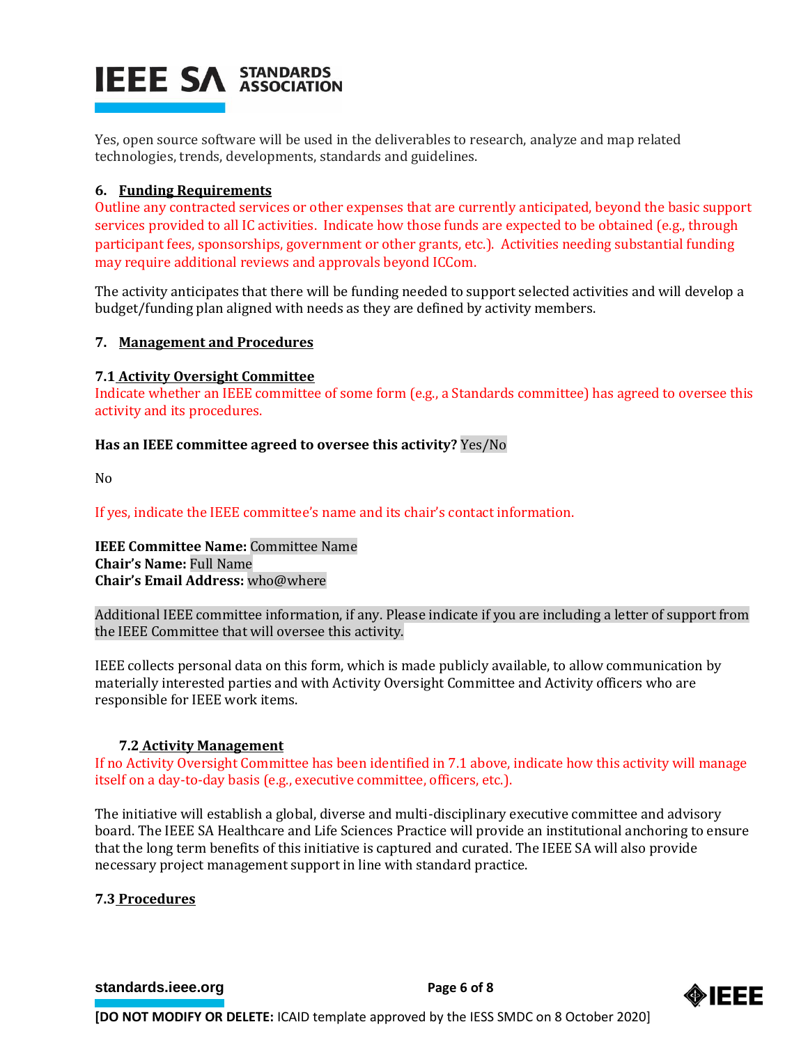Yes, open source software will be used in the deliverables to research, analyze and map related technologies, trends, developments, standards and guidelines.

## 6. Funding Requirements

Outline any contracted services or other expenses that are currently anticipated, beyond the basic support services provided to all IC activities. Indicate how those funds are expected to be obtained (e.g., through participant fees, sponsorships, government or other grants, etc.). Activities needing substantial funding may require additional reviews and approvals beyond ICCom.

The activity anticipates that there will be funding needed to support selected activities and will develop a budget/funding plan aligned with needs as they are defined by activity members.

## 7. Management and Procedures

### 7.1 Activity Oversight Committee

Indicate whether an IEEE committee of some form (e.g., a Standards committee) has agreed to oversee this activity and its procedures.

**Has an IEEE committee agreed to oversee this activity?** Yes/No

No

If yes, indicate the IEEE committee's name and its chair's contact information.

**IEEE Committee Name:** Committee Name
**Chair's Name:** Full Name
**Chair's Email Address:** who@where

Additional IEEE committee information, if any. Please indicate if you are including a letter of support from the IEEE Committee that will oversee this activity.

IEEE collects personal data on this form, which is made publicly available, to allow communication by materially interested parties and with Activity Oversight Committee and Activity officers who are responsible for IEEE work items.

### 7.2 Activity Management

If no Activity Oversight Committee has been identified in 7.1 above, indicate how this activity will manage itself on a day-to-day basis (e.g., executive committee, officers, etc.).

The initiative will establish a global, diverse and multi-disciplinary executive committee and advisory board. The IEEE SA Healthcare and Life Sciences Practice will provide an institutional anchoring to ensure that the long term benefits of this initiative is captured and curated. The IEEE SA will also provide necessary project management support in line with standard practice.

### 7.3 Procedures

**[DO NOT MODIFY OR DELETE:** ICAID template approved by the IESS SMDC on 8 October 2020]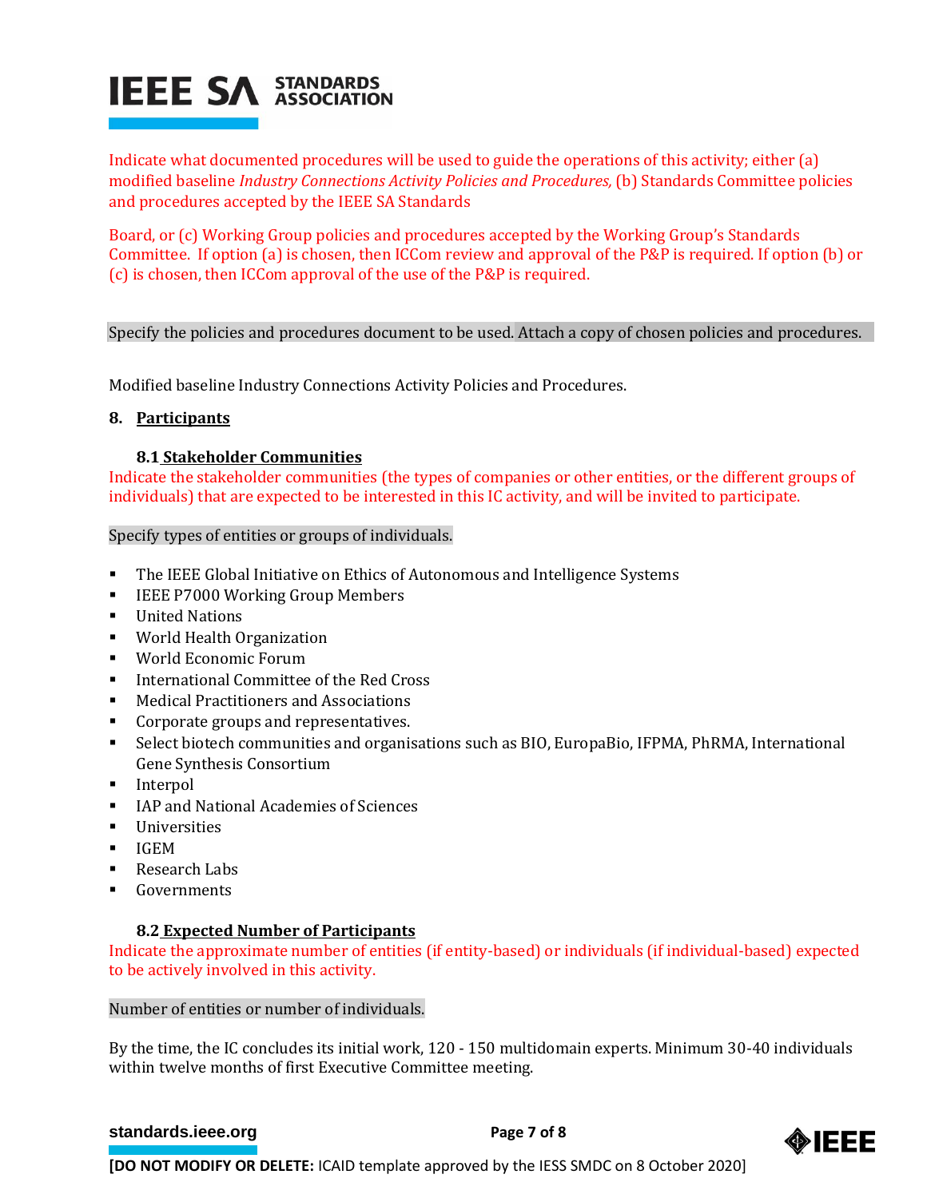Indicate what documented procedures will be used to guide the operations of this activity; either (a) modified baseline *Industry Connections Activity Policies and Procedures,* (b) Standards Committee policies and procedures accepted by the IEEE SA Standards

Board, or (c) Working Group policies and procedures accepted by the Working Group's Standards Committee. If option (a) is chosen, then ICCom review and approval of the P&P is required. If option (b) or (c) is chosen, then ICCom approval of the use of the P&P is required.

Specify the policies and procedures document to be used. Attach a copy of chosen policies and procedures.

Modified baseline Industry Connections Activity Policies and Procedures.

## 8. Participants

### 8.1 Stakeholder Communities

Indicate the stakeholder communities (the types of companies or other entities, or the different groups of individuals) that are expected to be interested in this IC activity, and will be invited to participate.

Specify types of entities or groups of individuals.

- The IEEE Global Initiative on Ethics of Autonomous and Intelligence Systems
- IEEE P7000 Working Group Members
- United Nations
- World Health Organization
- World Economic Forum
- International Committee of the Red Cross
- Medical Practitioners and Associations
- Corporate groups and representatives.
- Select biotech communities and organisations such as BIO, EuropaBio, IFPMA, PhRMA, International Gene Synthesis Consortium
- Interpol
- IAP and National Academies of Sciences
- Universities
- IGEM
- Research Labs
- Governments

### 8.2 Expected Number of Participants

Indicate the approximate number of entities (if entity-based) or individuals (if individual-based) expected to be actively involved in this activity.

Number of entities or number of individuals.

By the time, the IC concludes its initial work, 120 - 150 multidomain experts. Minimum 30-40 individuals within twelve months of first Executive Committee meeting.

**[DO NOT MODIFY OR DELETE:** ICAID template approved by the IESS SMDC on 8 October 2020]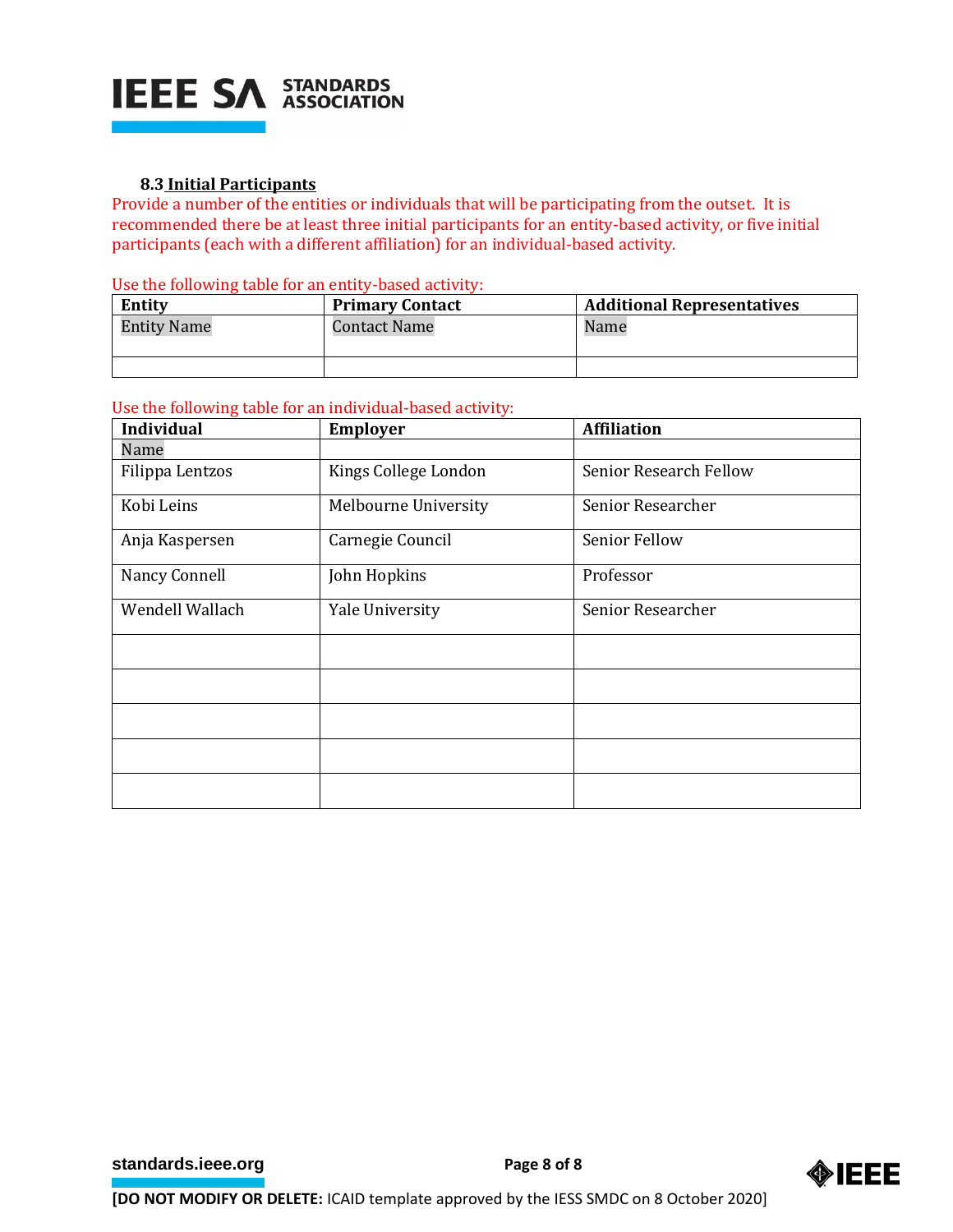### 8.3 Initial Participants

Provide a number of the entities or individuals that will be participating from the outset. It is recommended there be at least three initial participants for an entity-based activity, or five initial participants (each with a different affiliation) for an individual-based activity.

Use the following table for an entity-based activity:

| Entity | Primary Contact | Additional Representatives |
|---|---|---|
| Entity Name | Contact Name | Name |
| | | |

Use the following table for an individual-based activity:

| Individual | Employer | Affiliation |
|---|---|---|
| Name | | |
| Filippa Lentzos | Kings College London | Senior Research Fellow |
| Kobi Leins | Melbourne University | Senior Researcher |
| Anja Kaspersen | Carnegie Council | Senior Fellow |
| Nancy Connell | John Hopkins | Professor |
| Wendell Wallach | Yale University | Senior Researcher |
| | | |
| | | |
| | | |
| | | |
| | | |

**[DO NOT MODIFY OR DELETE:** ICAID template approved by the IESS SMDC on 8 October 2020]